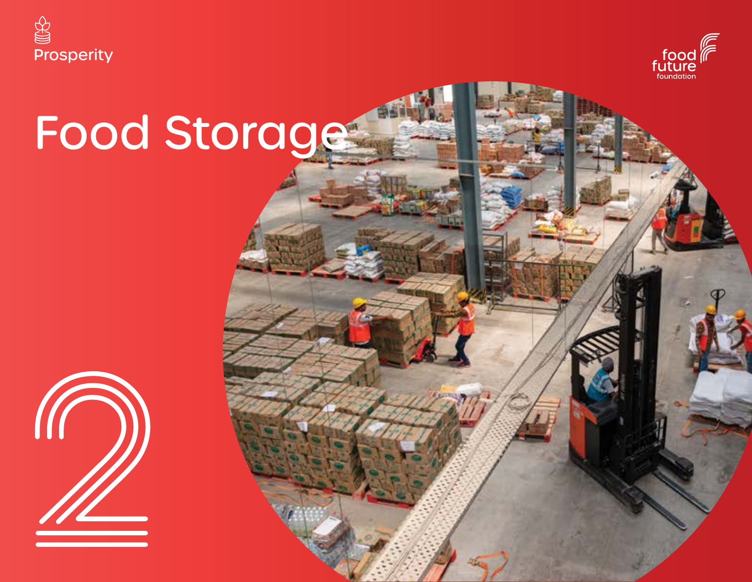Prosperity

food future foundation

# Food Storage

2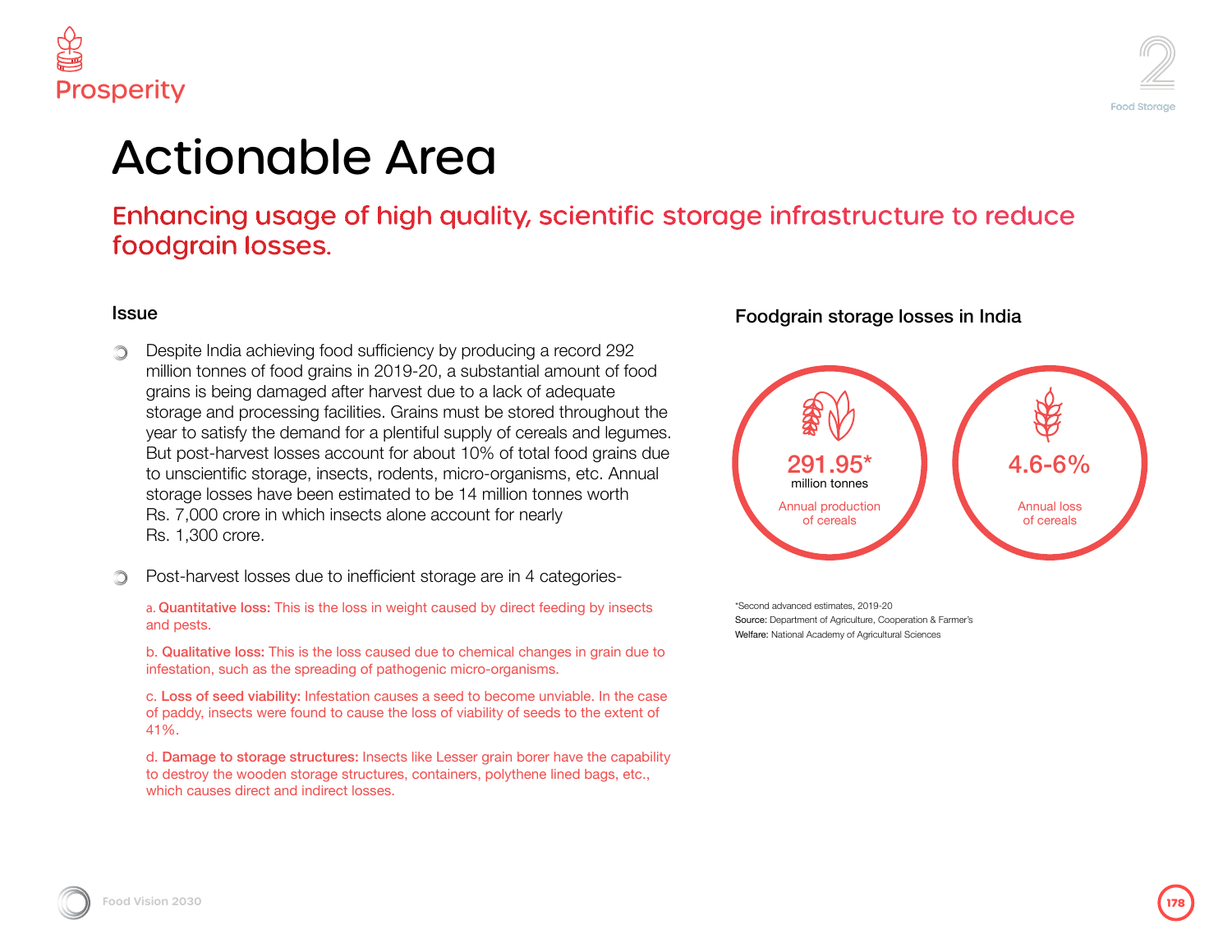# Actionable Area

## Enhancing usage of high quality, scientific storage infrastructure to reduce foodgrain losses.

### Issue

- Despite India achieving food sufficiency by producing a record 292 million tonnes of food grains in 2019-20, a substantial amount of food grains is being damaged after harvest due to a lack of adequate storage and processing facilities. Grains must be stored throughout the year to satisfy the demand for a plentiful supply of cereals and legumes. But post-harvest losses account for about 10% of total food grains due to unscientific storage, insects, rodents, micro-organisms, etc. Annual storage losses have been estimated to be 14 million tonnes worth Rs. 7,000 crore in which insects alone account for nearly Rs. 1,300 crore.

- Post-harvest losses due to inefficient storage are in 4 categories-

  a. **Quantitative loss:** This is the loss in weight caused by direct feeding by insects and pests.

  b. **Qualitative loss:** This is the loss caused due to chemical changes in grain due to infestation, such as the spreading of pathogenic micro-organisms.

  c. **Loss of seed viability:** Infestation causes a seed to become unviable. In the case of paddy, insects were found to cause the loss of viability of seeds to the extent of 41%.

  d. **Damage to storage structures:** Insects like Lesser grain borer have the capability to destroy the wooden storage structures, containers, polythene lined bags, etc., which causes direct and indirect losses.

### Foodgrain storage losses in India

**291.95*** million tonnes
Annual production of cereals

**4.6-6%**
Annual loss of cereals

*Second advanced estimates, 2019-20

**Source:** Department of Agriculture, Cooperation & Farmer's

**Welfare:** National Academy of Agricultural Sciences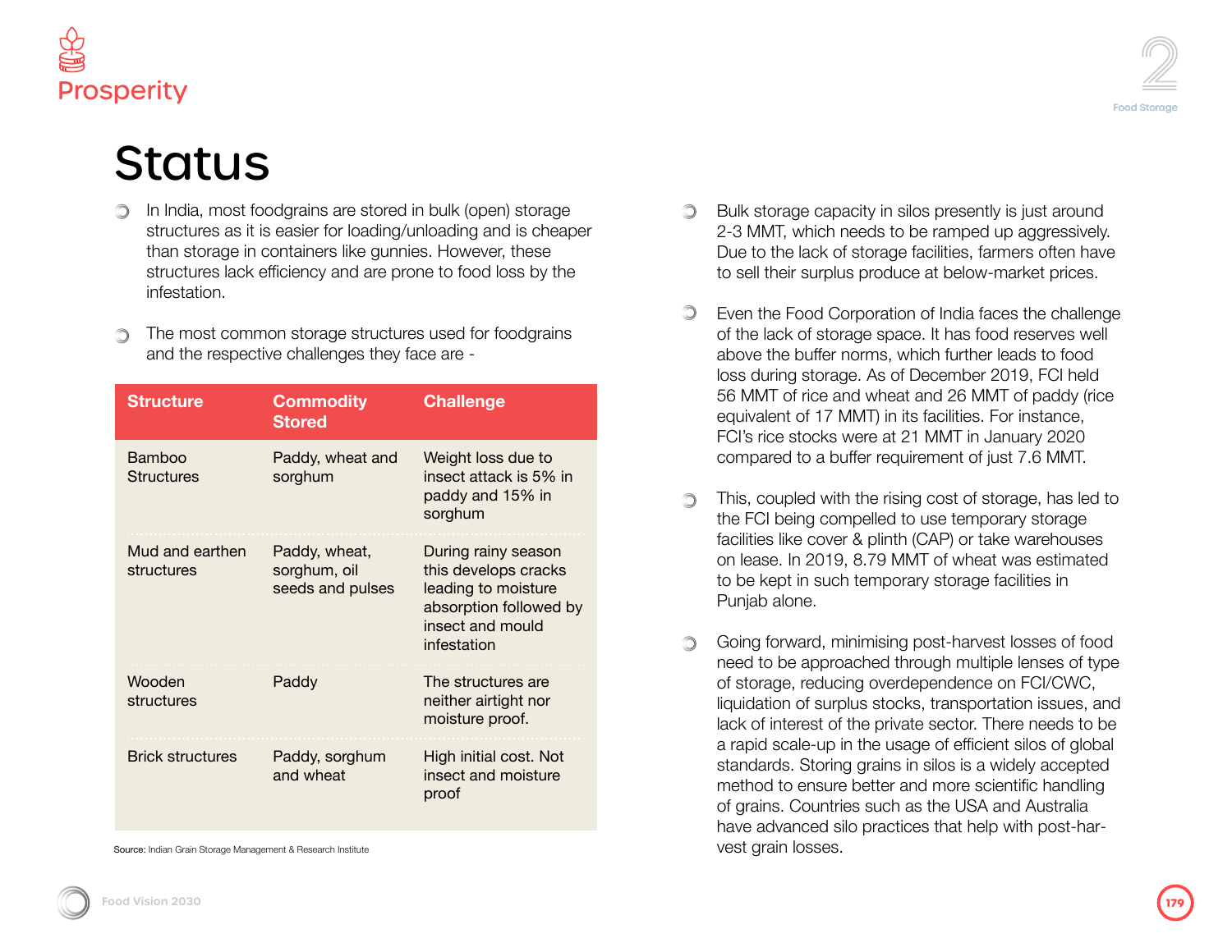# Status

- In India, most foodgrains are stored in bulk (open) storage structures as it is easier for loading/unloading and is cheaper than storage in containers like gunnies. However, these structures lack efficiency and are prone to food loss by the infestation.

- The most common storage structures used for foodgrains and the respective challenges they face are -

| Structure | Commodity Stored | Challenge |
|---|---|---|
| Bamboo Structures | Paddy, wheat and sorghum | Weight loss due to insect attack is 5% in paddy and 15% in sorghum |
| Mud and earthen structures | Paddy, wheat, sorghum, oil seeds and pulses | During rainy season this develops cracks leading to moisture absorption followed by insect and mould infestation |
| Wooden structures | Paddy | The structures are neither airtight nor moisture proof. |
| Brick structures | Paddy, sorghum and wheat | High initial cost. Not insect and moisture proof |

Source: Indian Grain Storage Management & Research Institute

- Bulk storage capacity in silos presently is just around 2-3 MMT, which needs to be ramped up aggressively. Due to the lack of storage facilities, farmers often have to sell their surplus produce at below-market prices.

- Even the Food Corporation of India faces the challenge of the lack of storage space. It has food reserves well above the buffer norms, which further leads to food loss during storage. As of December 2019, FCI held 56 MMT of rice and wheat and 26 MMT of paddy (rice equivalent of 17 MMT) in its facilities. For instance, FCI's rice stocks were at 21 MMT in January 2020 compared to a buffer requirement of just 7.6 MMT.

- This, coupled with the rising cost of storage, has led to the FCI being compelled to use temporary storage facilities like cover & plinth (CAP) or take warehouses on lease. In 2019, 8.79 MMT of wheat was estimated to be kept in such temporary storage facilities in Punjab alone.

- Going forward, minimising post-harvest losses of food need to be approached through multiple lenses of type of storage, reducing overdependence on FCI/CWC, liquidation of surplus stocks, transportation issues, and lack of interest of the private sector. There needs to be a rapid scale-up in the usage of efficient silos of global standards. Storing grains in silos is a widely accepted method to ensure better and more scientific handling of grains. Countries such as the USA and Australia have advanced silo practices that help with post-harvest grain losses.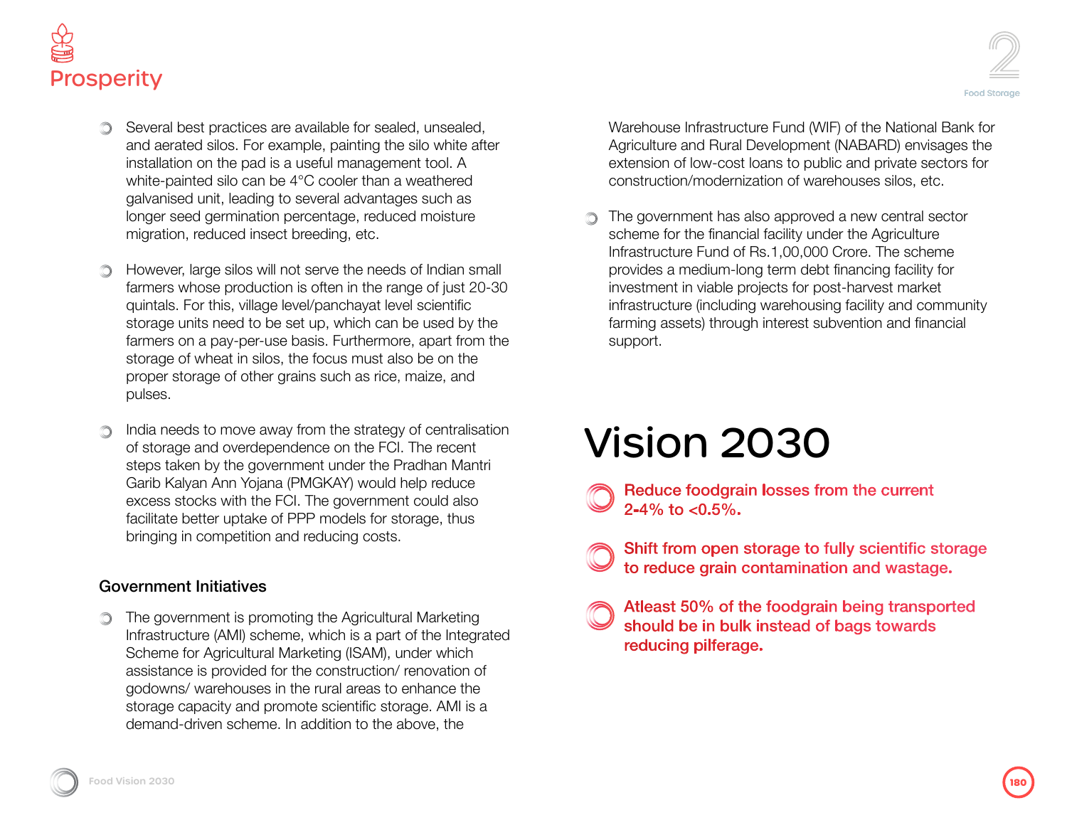- Several best practices are available for sealed, unsealed, and aerated silos. For example, painting the silo white after installation on the pad is a useful management tool. A white-painted silo can be 4°C cooler than a weathered galvanised unit, leading to several advantages such as longer seed germination percentage, reduced moisture migration, reduced insect breeding, etc.

- However, large silos will not serve the needs of Indian small farmers whose production is often in the range of just 20-30 quintals. For this, village level/panchayat level scientific storage units need to be set up, which can be used by the farmers on a pay-per-use basis. Furthermore, apart from the storage of wheat in silos, the focus must also be on the proper storage of other grains such as rice, maize, and pulses.

- India needs to move away from the strategy of centralisation of storage and overdependence on the FCI. The recent steps taken by the government under the Pradhan Mantri Garib Kalyan Ann Yojana (PMGKAY) would help reduce excess stocks with the FCI. The government could also facilitate better uptake of PPP models for storage, thus bringing in competition and reducing costs.

### Government Initiatives

- The government is promoting the Agricultural Marketing Infrastructure (AMI) scheme, which is a part of the Integrated Scheme for Agricultural Marketing (ISAM), under which assistance is provided for the construction/ renovation of godowns/ warehouses in the rural areas to enhance the storage capacity and promote scientific storage. AMI is a demand-driven scheme. In addition to the above, the Warehouse Infrastructure Fund (WIF) of the National Bank for Agriculture and Rural Development (NABARD) envisages the extension of low-cost loans to public and private sectors for construction/modernization of warehouses silos, etc.

- The government has also approved a new central sector scheme for the financial facility under the Agriculture Infrastructure Fund of Rs.1,00,000 Crore. The scheme provides a medium-long term debt financing facility for investment in viable projects for post-harvest market infrastructure (including warehousing facility and community farming assets) through interest subvention and financial support.

## Vision 2030

- **Reduce foodgrain losses from the current 2-4% to <0.5%.**
- **Shift from open storage to fully scientific storage to reduce grain contamination and wastage.**
- **Atleast 50% of the foodgrain being transported should be in bulk instead of bags towards reducing pilferage.**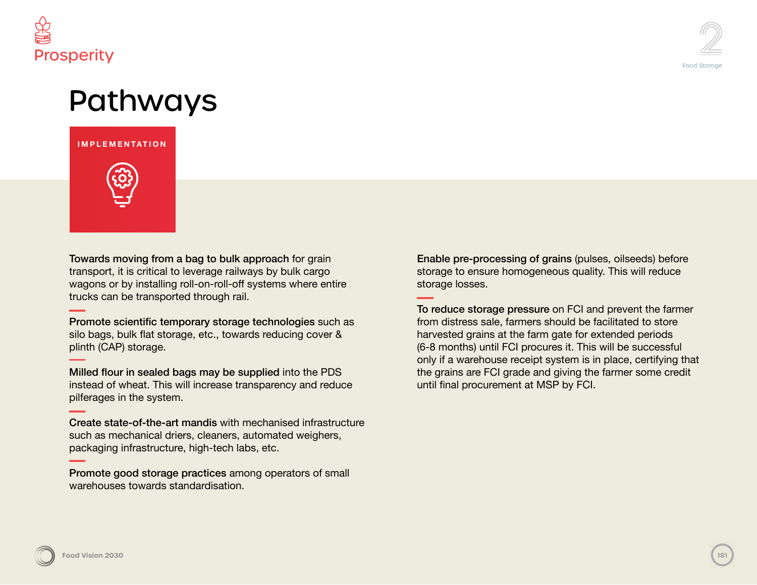# Pathways

## IMPLEMENTATION

**Towards moving from a bag to bulk approach** for grain transport, it is critical to leverage railways by bulk cargo wagons or by installing roll-on-roll-off systems where entire trucks can be transported through rail.

**Promote scientific temporary storage technologies** such as silo bags, bulk flat storage, etc., towards reducing cover & plinth (CAP) storage.

**Milled flour in sealed bags may be supplied** into the PDS instead of wheat. This will increase transparency and reduce pilferages in the system.

**Create state-of-the-art mandis** with mechanised infrastructure such as mechanical driers, cleaners, automated weighers, packaging infrastructure, high-tech labs, etc.

**Promote good storage practices** among operators of small warehouses towards standardisation.

**Enable pre-processing of grains** (pulses, oilseeds) before storage to ensure homogeneous quality. This will reduce storage losses.

**To reduce storage pressure** on FCI and prevent the farmer from distress sale, farmers should be facilitated to store harvested grains at the farm gate for extended periods (6-8 months) until FCI procures it. This will be successful only if a warehouse receipt system is in place, certifying that the grains are FCI grade and giving the farmer some credit until final procurement at MSP by FCI.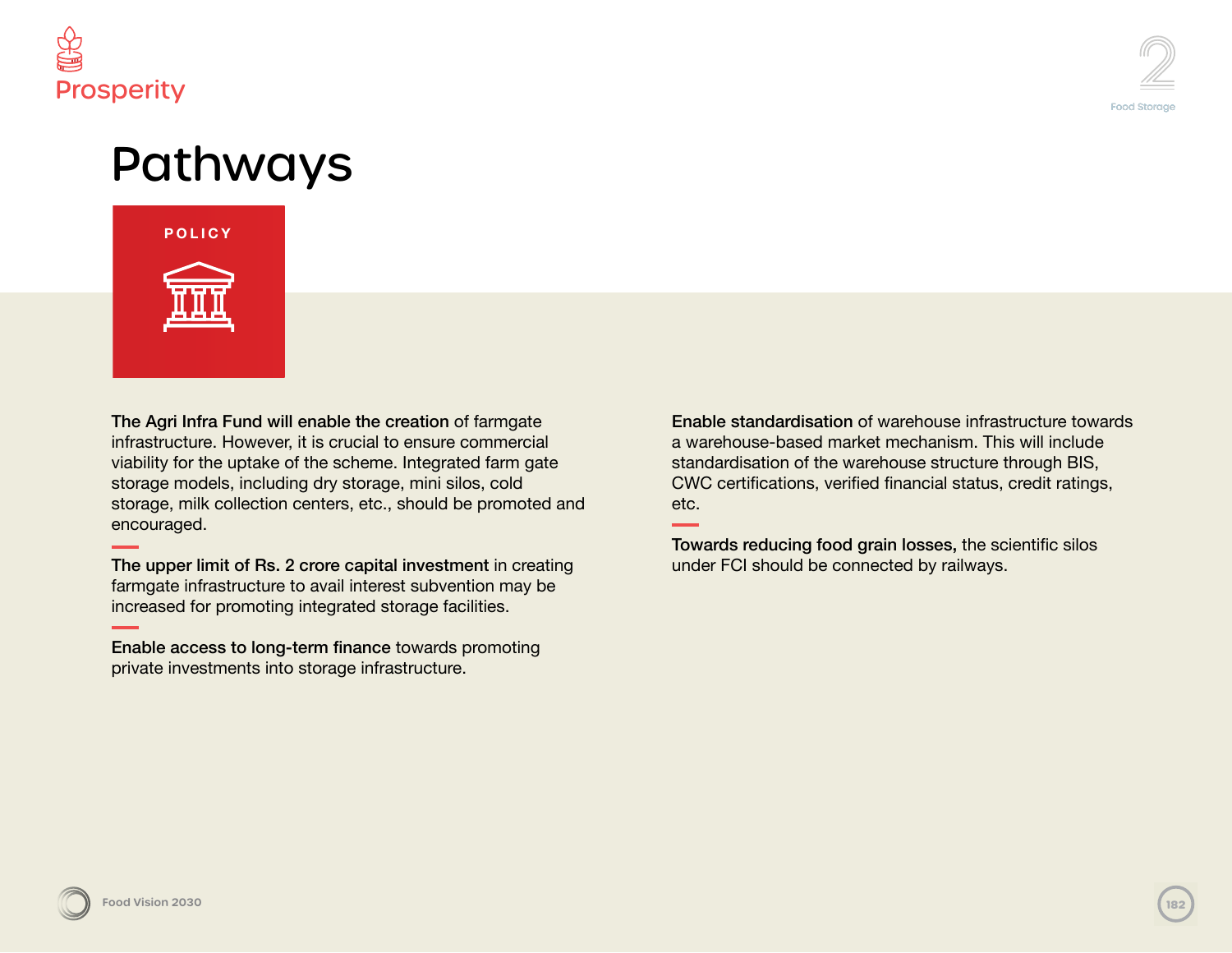# Pathways

POLICY

**The Agri Infra Fund will enable the creation** of farmgate infrastructure. However, it is crucial to ensure commercial viability for the uptake of the scheme. Integrated farm gate storage models, including dry storage, mini silos, cold storage, milk collection centers, etc., should be promoted and encouraged.

**The upper limit of Rs. 2 crore capital investment** in creating farmgate infrastructure to avail interest subvention may be increased for promoting integrated storage facilities.

**Enable access to long-term finance** towards promoting private investments into storage infrastructure.

**Enable standardisation** of warehouse infrastructure towards a warehouse-based market mechanism. This will include standardisation of the warehouse structure through BIS, CWC certifications, verified financial status, credit ratings, etc.

**Towards reducing food grain losses,** the scientific silos under FCI should be connected by railways.